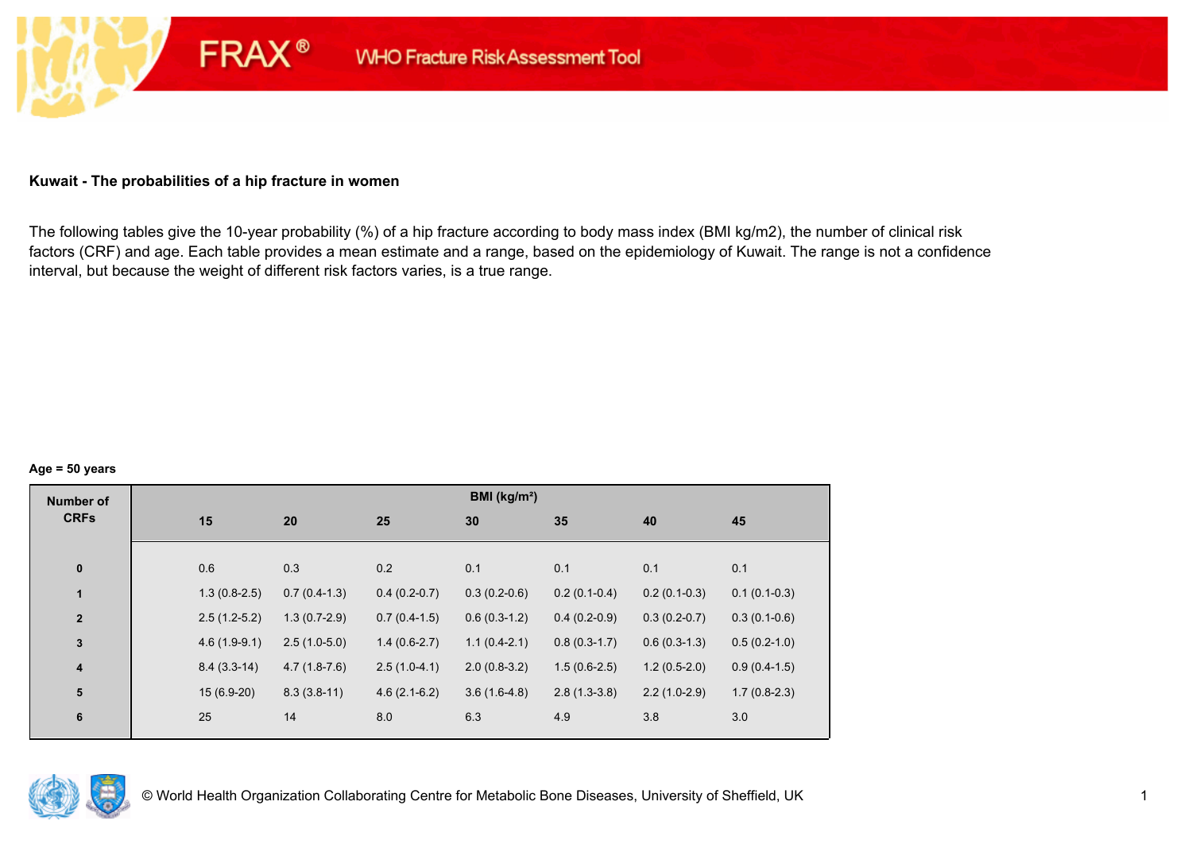**Kuwait - The probabilities of a hip fracture in women**

The following tables give the 10-year probability (%) of a hip fracture according to body mass index (BMI kg/m2), the number of clinical risk factors (CRF) and age. Each table provides a mean estimate and a range, based on the epidemiology of Kuwait. The range is not a confidence interval, but because the weight of different risk factors varies, is a true range.

**Age = 50 years**

| Number of CRFs | BMI (kg/m²) | | | | | | |
|---|---|---|---|---|---|---|---|
| | 15 | 20 | 25 | 30 | 35 | 40 | 45 |
| 0 | 0.6 | 0.3 | 0.2 | 0.1 | 0.1 | 0.1 | 0.1 |
| 1 | 1.3 (0.8-2.5) | 0.7 (0.4-1.3) | 0.4 (0.2-0.7) | 0.3 (0.2-0.6) | 0.2 (0.1-0.4) | 0.2 (0.1-0.3) | 0.1 (0.1-0.3) |
| 2 | 2.5 (1.2-5.2) | 1.3 (0.7-2.9) | 0.7 (0.4-1.5) | 0.6 (0.3-1.2) | 0.4 (0.2-0.9) | 0.3 (0.2-0.7) | 0.3 (0.1-0.6) |
| 3 | 4.6 (1.9-9.1) | 2.5 (1.0-5.0) | 1.4 (0.6-2.7) | 1.1 (0.4-2.1) | 0.8 (0.3-1.7) | 0.6 (0.3-1.3) | 0.5 (0.2-1.0) |
| 4 | 8.4 (3.3-14) | 4.7 (1.8-7.6) | 2.5 (1.0-4.1) | 2.0 (0.8-3.2) | 1.5 (0.6-2.5) | 1.2 (0.5-2.0) | 0.9 (0.4-1.5) |
| 5 | 15 (6.9-20) | 8.3 (3.8-11) | 4.6 (2.1-6.2) | 3.6 (1.6-4.8) | 2.8 (1.3-3.8) | 2.2 (1.0-2.9) | 1.7 (0.8-2.3) |
| 6 | 25 | 14 | 8.0 | 6.3 | 4.9 | 3.8 | 3.0 |

© World Health Organization Collaborating Centre for Metabolic Bone Diseases, University of Sheffield, UK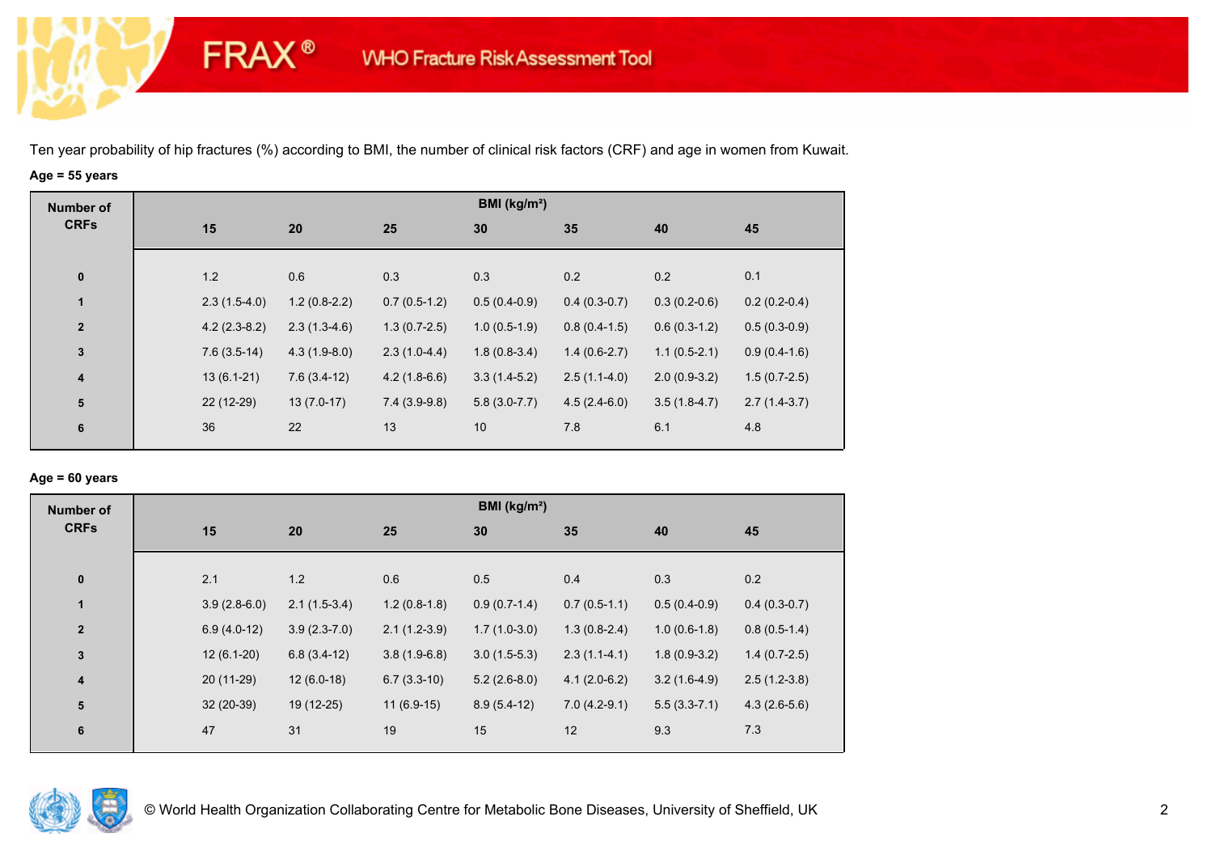Ten year probability of hip fractures (%) according to BMI, the number of clinical risk factors (CRF) and age in women from Kuwait.

**Age = 55 years**

| Number of CRFs | BMI (kg/m²) | | | | | | |
|---|---|---|---|---|---|---|---|
| | 15 | 20 | 25 | 30 | 35 | 40 | 45 |
| 0 | 1.2 | 0.6 | 0.3 | 0.3 | 0.2 | 0.2 | 0.1 |
| 1 | 2.3 (1.5-4.0) | 1.2 (0.8-2.2) | 0.7 (0.5-1.2) | 0.5 (0.4-0.9) | 0.4 (0.3-0.7) | 0.3 (0.2-0.6) | 0.2 (0.2-0.4) |
| 2 | 4.2 (2.3-8.2) | 2.3 (1.3-4.6) | 1.3 (0.7-2.5) | 1.0 (0.5-1.9) | 0.8 (0.4-1.5) | 0.6 (0.3-1.2) | 0.5 (0.3-0.9) |
| 3 | 7.6 (3.5-14) | 4.3 (1.9-8.0) | 2.3 (1.0-4.4) | 1.8 (0.8-3.4) | 1.4 (0.6-2.7) | 1.1 (0.5-2.1) | 0.9 (0.4-1.6) |
| 4 | 13 (6.1-21) | 7.6 (3.4-12) | 4.2 (1.8-6.6) | 3.3 (1.4-5.2) | 2.5 (1.1-4.0) | 2.0 (0.9-3.2) | 1.5 (0.7-2.5) |
| 5 | 22 (12-29) | 13 (7.0-17) | 7.4 (3.9-9.8) | 5.8 (3.0-7.7) | 4.5 (2.4-6.0) | 3.5 (1.8-4.7) | 2.7 (1.4-3.7) |
| 6 | 36 | 22 | 13 | 10 | 7.8 | 6.1 | 4.8 |

**Age = 60 years**

| Number of CRFs | BMI (kg/m²) | | | | | | |
|---|---|---|---|---|---|---|---|
| | 15 | 20 | 25 | 30 | 35 | 40 | 45 |
| 0 | 2.1 | 1.2 | 0.6 | 0.5 | 0.4 | 0.3 | 0.2 |
| 1 | 3.9 (2.8-6.0) | 2.1 (1.5-3.4) | 1.2 (0.8-1.8) | 0.9 (0.7-1.4) | 0.7 (0.5-1.1) | 0.5 (0.4-0.9) | 0.4 (0.3-0.7) |
| 2 | 6.9 (4.0-12) | 3.9 (2.3-7.0) | 2.1 (1.2-3.9) | 1.7 (1.0-3.0) | 1.3 (0.8-2.4) | 1.0 (0.6-1.8) | 0.8 (0.5-1.4) |
| 3 | 12 (6.1-20) | 6.8 (3.4-12) | 3.8 (1.9-6.8) | 3.0 (1.5-5.3) | 2.3 (1.1-4.1) | 1.8 (0.9-3.2) | 1.4 (0.7-2.5) |
| 4 | 20 (11-29) | 12 (6.0-18) | 6.7 (3.3-10) | 5.2 (2.6-8.0) | 4.1 (2.0-6.2) | 3.2 (1.6-4.9) | 2.5 (1.2-3.8) |
| 5 | 32 (20-39) | 19 (12-25) | 11 (6.9-15) | 8.9 (5.4-12) | 7.0 (4.2-9.1) | 5.5 (3.3-7.1) | 4.3 (2.6-5.6) |
| 6 | 47 | 31 | 19 | 15 | 12 | 9.3 | 7.3 |

© World Health Organization Collaborating Centre for Metabolic Bone Diseases, University of Sheffield, UK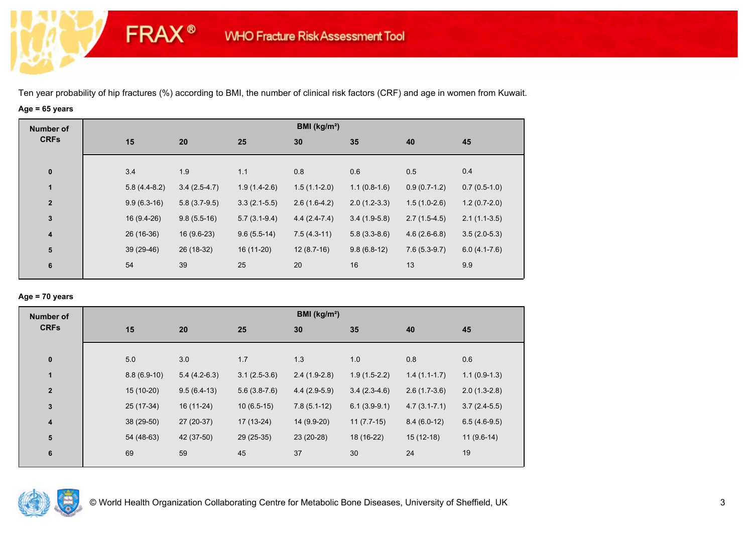Ten year probability of hip fractures (%) according to BMI, the number of clinical risk factors (CRF) and age in women from Kuwait.

**Age = 65 years**

| Number of CRFs | BMI (kg/m²) | | | | | | |
|---|---|---|---|---|---|---|---|
| | 15 | 20 | 25 | 30 | 35 | 40 | 45 |
| 0 | 3.4 | 1.9 | 1.1 | 0.8 | 0.6 | 0.5 | 0.4 |
| 1 | 5.8 (4.4-8.2) | 3.4 (2.5-4.7) | 1.9 (1.4-2.6) | 1.5 (1.1-2.0) | 1.1 (0.8-1.6) | 0.9 (0.7-1.2) | 0.7 (0.5-1.0) |
| 2 | 9.9 (6.3-16) | 5.8 (3.7-9.5) | 3.3 (2.1-5.5) | 2.6 (1.6-4.2) | 2.0 (1.2-3.3) | 1.5 (1.0-2.6) | 1.2 (0.7-2.0) |
| 3 | 16 (9.4-26) | 9.8 (5.5-16) | 5.7 (3.1-9.4) | 4.4 (2.4-7.4) | 3.4 (1.9-5.8) | 2.7 (1.5-4.5) | 2.1 (1.1-3.5) |
| 4 | 26 (16-36) | 16 (9.6-23) | 9.6 (5.5-14) | 7.5 (4.3-11) | 5.8 (3.3-8.6) | 4.6 (2.6-6.8) | 3.5 (2.0-5.3) |
| 5 | 39 (29-46) | 26 (18-32) | 16 (11-20) | 12 (8.7-16) | 9.8 (6.8-12) | 7.6 (5.3-9.7) | 6.0 (4.1-7.6) |
| 6 | 54 | 39 | 25 | 20 | 16 | 13 | 9.9 |

**Age = 70 years**

| Number of CRFs | BMI (kg/m²) | | | | | | |
|---|---|---|---|---|---|---|---|
| | 15 | 20 | 25 | 30 | 35 | 40 | 45 |
| 0 | 5.0 | 3.0 | 1.7 | 1.3 | 1.0 | 0.8 | 0.6 |
| 1 | 8.8 (6.9-10) | 5.4 (4.2-6.3) | 3.1 (2.5-3.6) | 2.4 (1.9-2.8) | 1.9 (1.5-2.2) | 1.4 (1.1-1.7) | 1.1 (0.9-1.3) |
| 2 | 15 (10-20) | 9.5 (6.4-13) | 5.6 (3.8-7.6) | 4.4 (2.9-5.9) | 3.4 (2.3-4.6) | 2.6 (1.7-3.6) | 2.0 (1.3-2.8) |
| 3 | 25 (17-34) | 16 (11-24) | 10 (6.5-15) | 7.8 (5.1-12) | 6.1 (3.9-9.1) | 4.7 (3.1-7.1) | 3.7 (2.4-5.5) |
| 4 | 38 (29-50) | 27 (20-37) | 17 (13-24) | 14 (9.9-20) | 11 (7.7-15) | 8.4 (6.0-12) | 6.5 (4.6-9.5) |
| 5 | 54 (48-63) | 42 (37-50) | 29 (25-35) | 23 (20-28) | 18 (16-22) | 15 (12-18) | 11 (9.6-14) |
| 6 | 69 | 59 | 45 | 37 | 30 | 24 | 19 |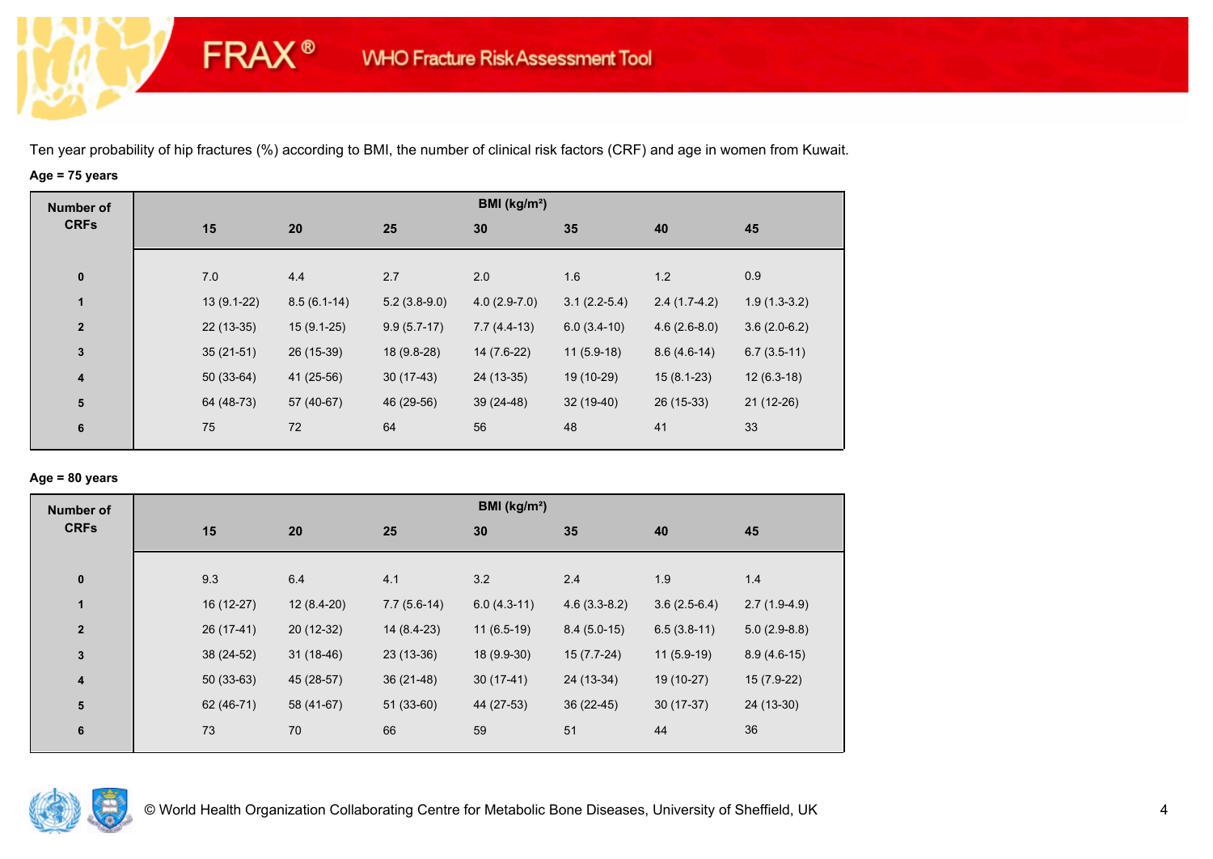Ten year probability of hip fractures (%) according to BMI, the number of clinical risk factors (CRF) and age in women from Kuwait.

**Age = 75 years**

| Number of CRFs | BMI (kg/m²) | | | | | | |
|---|---|---|---|---|---|---|---|
| | 15 | 20 | 25 | 30 | 35 | 40 | 45 |
| 0 | 7.0 | 4.4 | 2.7 | 2.0 | 1.6 | 1.2 | 0.9 |
| 1 | 13 (9.1-22) | 8.5 (6.1-14) | 5.2 (3.8-9.0) | 4.0 (2.9-7.0) | 3.1 (2.2-5.4) | 2.4 (1.7-4.2) | 1.9 (1.3-3.2) |
| 2 | 22 (13-35) | 15 (9.1-25) | 9.9 (5.7-17) | 7.7 (4.4-13) | 6.0 (3.4-10) | 4.6 (2.6-8.0) | 3.6 (2.0-6.2) |
| 3 | 35 (21-51) | 26 (15-39) | 18 (9.8-28) | 14 (7.6-22) | 11 (5.9-18) | 8.6 (4.6-14) | 6.7 (3.5-11) |
| 4 | 50 (33-64) | 41 (25-56) | 30 (17-43) | 24 (13-35) | 19 (10-29) | 15 (8.1-23) | 12 (6.3-18) |
| 5 | 64 (48-73) | 57 (40-67) | 46 (29-56) | 39 (24-48) | 32 (19-40) | 26 (15-33) | 21 (12-26) |
| 6 | 75 | 72 | 64 | 56 | 48 | 41 | 33 |

**Age = 80 years**

| Number of CRFs | BMI (kg/m²) | | | | | | |
|---|---|---|---|---|---|---|---|
| | 15 | 20 | 25 | 30 | 35 | 40 | 45 |
| 0 | 9.3 | 6.4 | 4.1 | 3.2 | 2.4 | 1.9 | 1.4 |
| 1 | 16 (12-27) | 12 (8.4-20) | 7.7 (5.6-14) | 6.0 (4.3-11) | 4.6 (3.3-8.2) | 3.6 (2.5-6.4) | 2.7 (1.9-4.9) |
| 2 | 26 (17-41) | 20 (12-32) | 14 (8.4-23) | 11 (6.5-19) | 8.4 (5.0-15) | 6.5 (3.8-11) | 5.0 (2.9-8.8) |
| 3 | 38 (24-52) | 31 (18-46) | 23 (13-36) | 18 (9.9-30) | 15 (7.7-24) | 11 (5.9-19) | 8.9 (4.6-15) |
| 4 | 50 (33-63) | 45 (28-57) | 36 (21-48) | 30 (17-41) | 24 (13-34) | 19 (10-27) | 15 (7.9-22) |
| 5 | 62 (46-71) | 58 (41-67) | 51 (33-60) | 44 (27-53) | 36 (22-45) | 30 (17-37) | 24 (13-30) |
| 6 | 73 | 70 | 66 | 59 | 51 | 44 | 36 |

© World Health Organization Collaborating Centre for Metabolic Bone Diseases, University of Sheffield, UK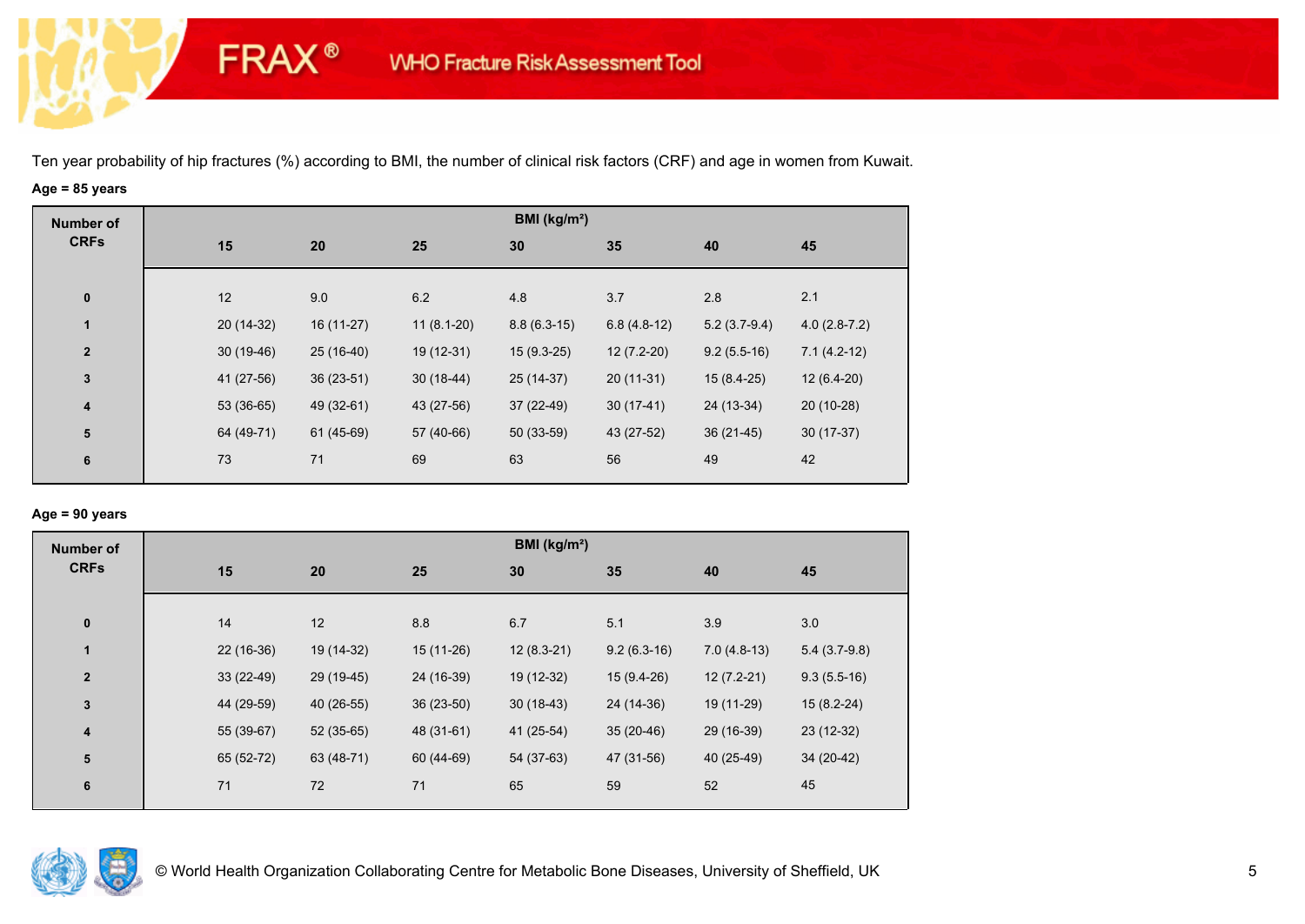FRAX® WHO Fracture Risk Assessment Tool

Ten year probability of hip fractures (%) according to BMI, the number of clinical risk factors (CRF) and age in women from Kuwait.

**Age = 85 years**

| Number of CRFs | BMI (kg/m²) | | | | | | |
|---|---|---|---|---|---|---|---|
| | 15 | 20 | 25 | 30 | 35 | 40 | 45 |
| 0 | 12 | 9.0 | 6.2 | 4.8 | 3.7 | 2.8 | 2.1 |
| 1 | 20 (14-32) | 16 (11-27) | 11 (8.1-20) | 8.8 (6.3-15) | 6.8 (4.8-12) | 5.2 (3.7-9.4) | 4.0 (2.8-7.2) |
| 2 | 30 (19-46) | 25 (16-40) | 19 (12-31) | 15 (9.3-25) | 12 (7.2-20) | 9.2 (5.5-16) | 7.1 (4.2-12) |
| 3 | 41 (27-56) | 36 (23-51) | 30 (18-44) | 25 (14-37) | 20 (11-31) | 15 (8.4-25) | 12 (6.4-20) |
| 4 | 53 (36-65) | 49 (32-61) | 43 (27-56) | 37 (22-49) | 30 (17-41) | 24 (13-34) | 20 (10-28) |
| 5 | 64 (49-71) | 61 (45-69) | 57 (40-66) | 50 (33-59) | 43 (27-52) | 36 (21-45) | 30 (17-37) |
| 6 | 73 | 71 | 69 | 63 | 56 | 49 | 42 |

**Age = 90 years**

| Number of CRFs | BMI (kg/m²) | | | | | | |
|---|---|---|---|---|---|---|---|
| | 15 | 20 | 25 | 30 | 35 | 40 | 45 |
| 0 | 14 | 12 | 8.8 | 6.7 | 5.1 | 3.9 | 3.0 |
| 1 | 22 (16-36) | 19 (14-32) | 15 (11-26) | 12 (8.3-21) | 9.2 (6.3-16) | 7.0 (4.8-13) | 5.4 (3.7-9.8) |
| 2 | 33 (22-49) | 29 (19-45) | 24 (16-39) | 19 (12-32) | 15 (9.4-26) | 12 (7.2-21) | 9.3 (5.5-16) |
| 3 | 44 (29-59) | 40 (26-55) | 36 (23-50) | 30 (18-43) | 24 (14-36) | 19 (11-29) | 15 (8.2-24) |
| 4 | 55 (39-67) | 52 (35-65) | 48 (31-61) | 41 (25-54) | 35 (20-46) | 29 (16-39) | 23 (12-32) |
| 5 | 65 (52-72) | 63 (48-71) | 60 (44-69) | 54 (37-63) | 47 (31-56) | 40 (25-49) | 34 (20-42) |
| 6 | 71 | 72 | 71 | 65 | 59 | 52 | 45 |

© World Health Organization Collaborating Centre for Metabolic Bone Diseases, University of Sheffield, UK